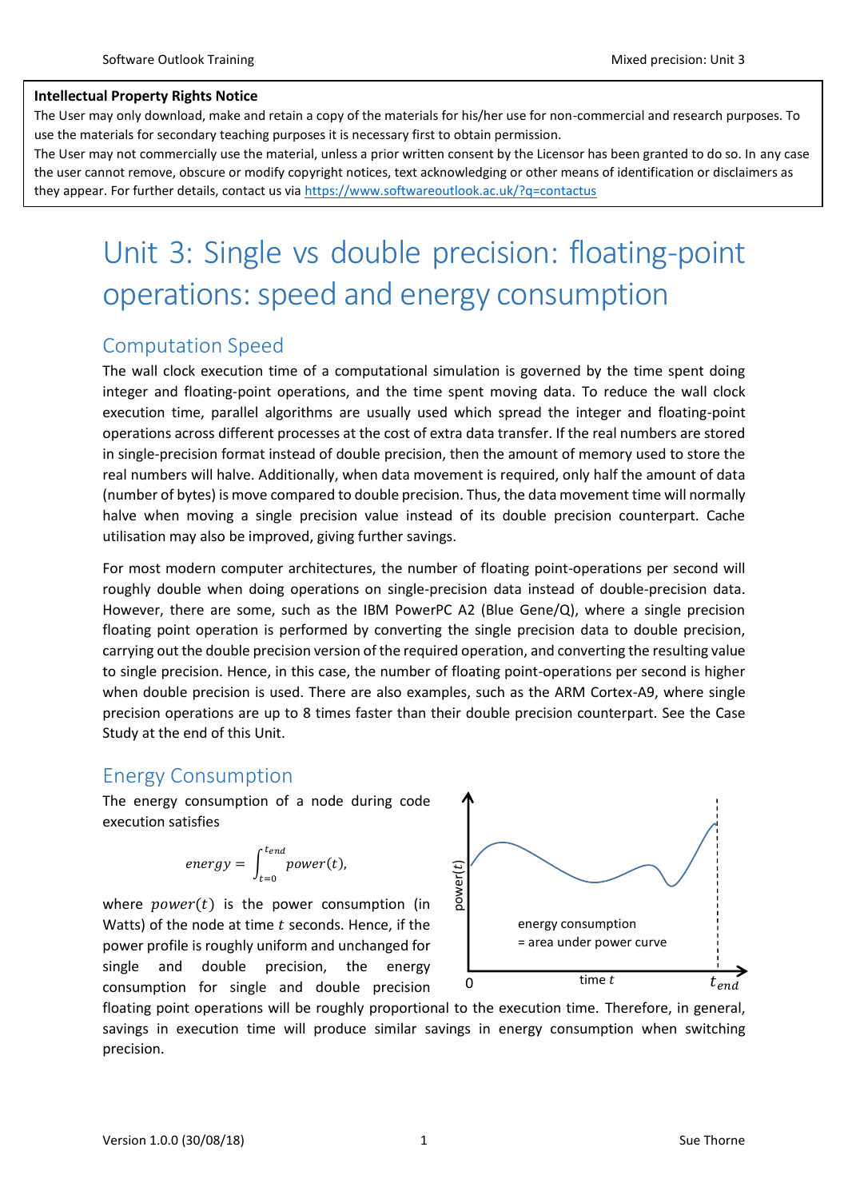**Intellectual Property Rights Notice**

The User may only download, make and retain a copy of the materials for his/her use for non-commercial and research purposes. To use the materials for secondary teaching purposes it is necessary first to obtain permission.

The User may not commercially use the material, unless a prior written consent by the Licensor has been granted to do so. In any case the user cannot remove, obscure or modify copyright notices, text acknowledging or other means of identification or disclaimers as they appear. For further details, contact us via https://www.softwareoutlook.ac.uk/?q=contactus

# Unit 3: Single vs double precision: floating-point operations: speed and energy consumption

## Computation Speed

The wall clock execution time of a computational simulation is governed by the time spent doing integer and floating-point operations, and the time spent moving data. To reduce the wall clock execution time, parallel algorithms are usually used which spread the integer and floating-point operations across different processes at the cost of extra data transfer. If the real numbers are stored in single-precision format instead of double precision, then the amount of memory used to store the real numbers will halve. Additionally, when data movement is required, only half the amount of data (number of bytes) is move compared to double precision. Thus, the data movement time will normally halve when moving a single precision value instead of its double precision counterpart. Cache utilisation may also be improved, giving further savings.

For most modern computer architectures, the number of floating point-operations per second will roughly double when doing operations on single-precision data instead of double-precision data. However, there are some, such as the IBM PowerPC A2 (Blue Gene/Q), where a single precision floating point operation is performed by converting the single precision data to double precision, carrying out the double precision version of the required operation, and converting the resulting value to single precision. Hence, in this case, the number of floating point-operations per second is higher when double precision is used. There are also examples, such as the ARM Cortex-A9, where single precision operations are up to 8 times faster than their double precision counterpart. See the Case Study at the end of this Unit.

## Energy Consumption

The energy consumption of a node during code execution satisfies

$$energy = \int_{t=0}^{t_{end}} power(t),$$

where $power(t)$ is the power consumption (in Watts) of the node at time $t$ seconds. Hence, if the power profile is roughly uniform and unchanged for single and double precision, the energy consumption for single and double precision floating point operations will be roughly proportional to the execution time. Therefore, in general, savings in execution time will produce similar savings in energy consumption when switching precision.

power($t$)

energy consumption
= area under power curve

0 time $t$ $t_{end}$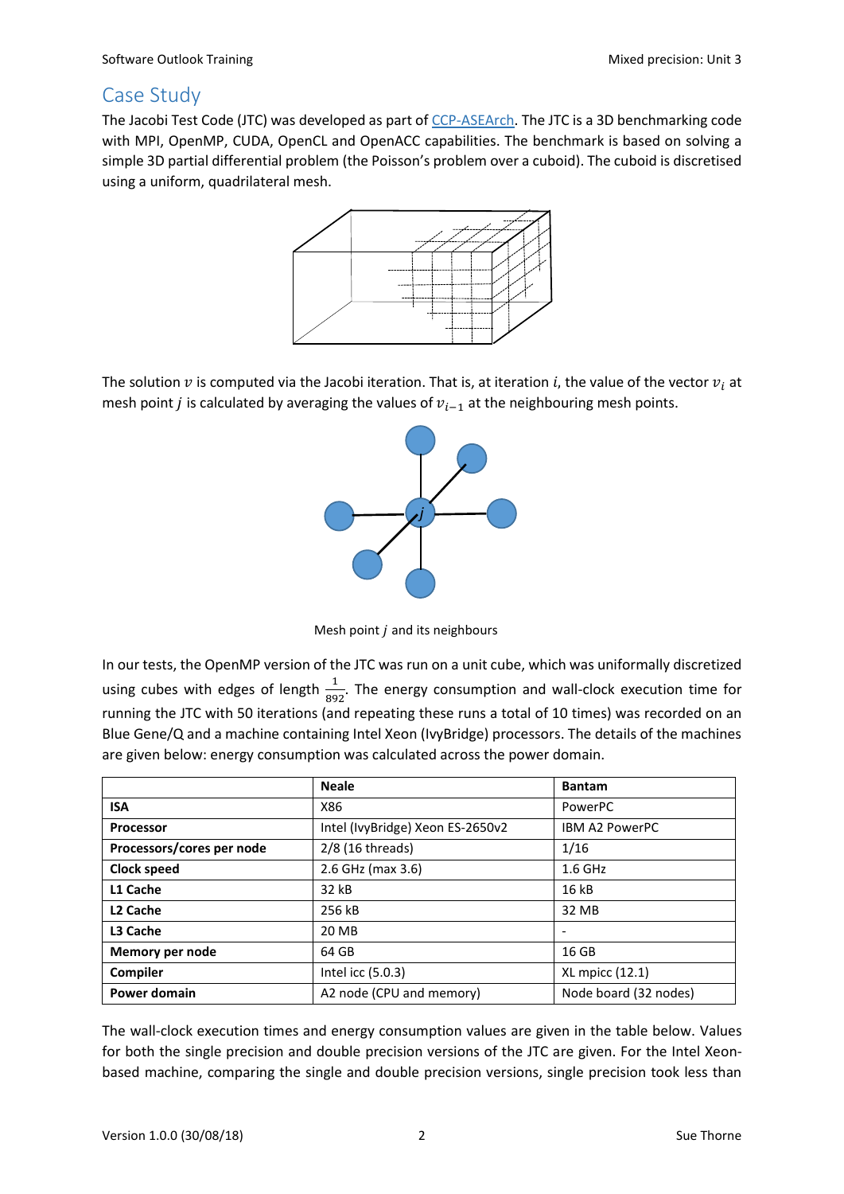## Case Study

The Jacobi Test Code (JTC) was developed as part of CCP-ASEArch. The JTC is a 3D benchmarking code with MPI, OpenMP, CUDA, OpenCL and OpenACC capabilities. The benchmark is based on solving a simple 3D partial differential problem (the Poisson's problem over a cuboid). The cuboid is discretised using a uniform, quadrilateral mesh.

The solution $v$ is computed via the Jacobi iteration. That is, at iteration $i$, the value of the vector $v_i$ at mesh point $j$ is calculated by averaging the values of $v_{i-1}$ at the neighbouring mesh points.

Mesh point $j$ and its neighbours

In our tests, the OpenMP version of the JTC was run on a unit cube, which was uniformly discretized using cubes with edges of length $\frac{1}{892}$. The energy consumption and wall-clock execution time for running the JTC with 50 iterations (and repeating these runs a total of 10 times) was recorded on an Blue Gene/Q and a machine containing Intel Xeon (IvyBridge) processors. The details of the machines are given below: energy consumption was calculated across the power domain.

| | **Neale** | **Bantam** |
|---|---|---|
| **ISA** | X86 | PowerPC |
| **Processor** | Intel (IvyBridge) Xeon ES-2650v2 | IBM A2 PowerPC |
| **Processors/cores per node** | 2/8 (16 threads) | 1/16 |
| **Clock speed** | 2.6 GHz (max 3.6) | 1.6 GHz |
| **L1 Cache** | 32 kB | 16 kB |
| **L2 Cache** | 256 kB | 32 MB |
| **L3 Cache** | 20 MB | - |
| **Memory per node** | 64 GB | 16 GB |
| **Compiler** | Intel icc (5.0.3) | XL mpicc (12.1) |
| **Power domain** | A2 node (CPU and memory) | Node board (32 nodes) |

The wall-clock execution times and energy consumption values are given in the table below. Values for both the single precision and double precision versions of the JTC are given. For the Intel Xeon-based machine, comparing the single and double precision versions, single precision took less than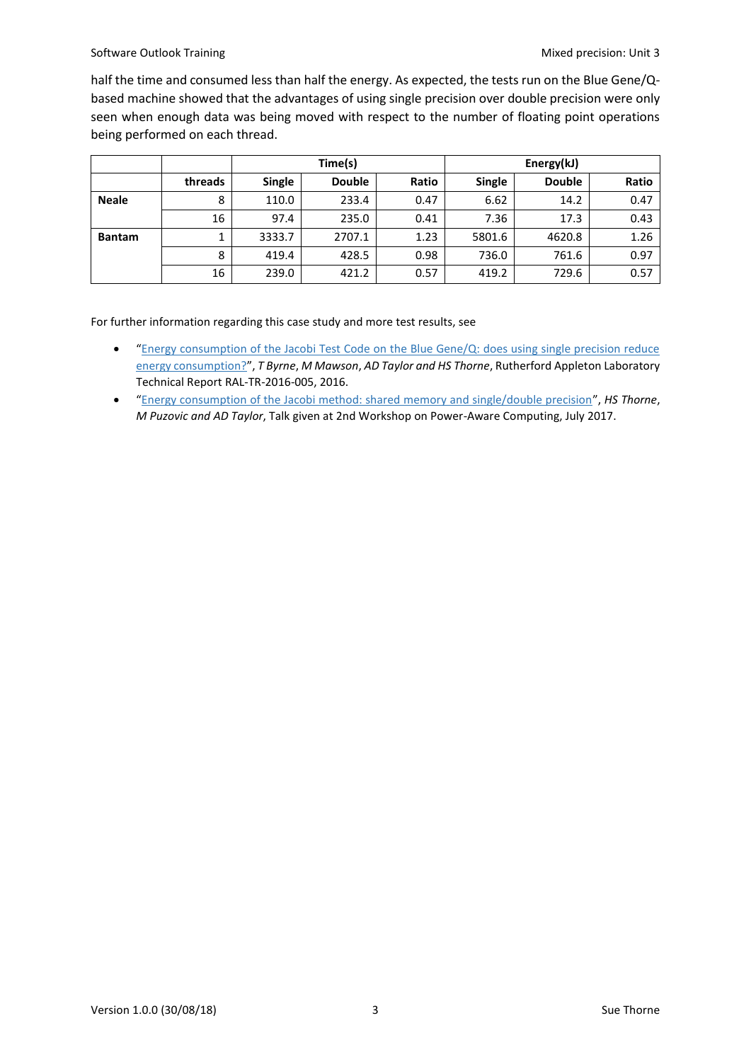half the time and consumed less than half the energy. As expected, the tests run on the Blue Gene/Q-based machine showed that the advantages of using single precision over double precision were only seen when enough data was being moved with respect to the number of floating point operations being performed on each thread.

| | | Time(s) | | | Energy(kJ) | | |
|---|---|---|---|---|---|---|---|
| | **threads** | **Single** | **Double** | **Ratio** | **Single** | **Double** | **Ratio** |
| **Neale** | 8 | 110.0 | 233.4 | 0.47 | 6.62 | 14.2 | 0.47 |
| | 16 | 97.4 | 235.0 | 0.41 | 7.36 | 17.3 | 0.43 |
| **Bantam** | 1 | 3333.7 | 2707.1 | 1.23 | 5801.6 | 4620.8 | 1.26 |
| | 8 | 419.4 | 428.5 | 0.98 | 736.0 | 761.6 | 0.97 |
| | 16 | 239.0 | 421.2 | 0.57 | 419.2 | 729.6 | 0.57 |

For further information regarding this case study and more test results, see

- "Energy consumption of the Jacobi Test Code on the Blue Gene/Q: does using single precision reduce energy consumption?", *T Byrne*, *M Mawson*, *AD Taylor and HS Thorne*, Rutherford Appleton Laboratory Technical Report RAL-TR-2016-005, 2016.
- "Energy consumption of the Jacobi method: shared memory and single/double precision", *HS Thorne*, *M Puzovic and AD Taylor*, Talk given at 2nd Workshop on Power-Aware Computing, July 2017.